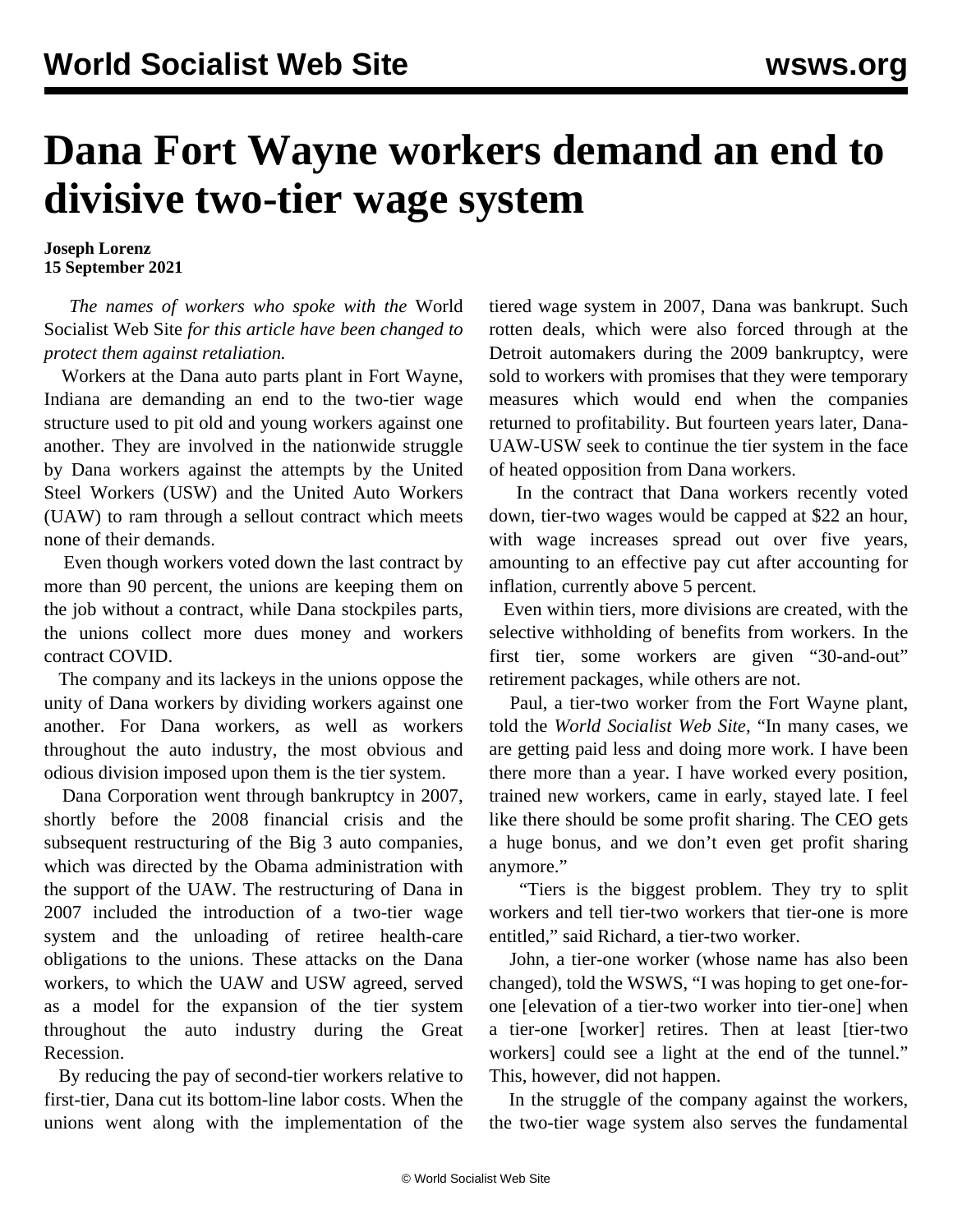# Dana Fort Wayne workers demand an end to divisive two-tier wage system

**Joseph Lorenz**
**15 September 2021**

*The names of workers who spoke with the* World Socialist Web Site *for this article have been changed to protect them against retaliation.*

Workers at the Dana auto parts plant in Fort Wayne, Indiana are demanding an end to the two-tier wage structure used to pit old and young workers against one another. They are involved in the nationwide struggle by Dana workers against the attempts by the United Steel Workers (USW) and the United Auto Workers (UAW) to ram through a sellout contract which meets none of their demands.

Even though workers voted down the last contract by more than 90 percent, the unions are keeping them on the job without a contract, while Dana stockpiles parts, the unions collect more dues money and workers contract COVID.

The company and its lackeys in the unions oppose the unity of Dana workers by dividing workers against one another. For Dana workers, as well as workers throughout the auto industry, the most obvious and odious division imposed upon them is the tier system.

Dana Corporation went through bankruptcy in 2007, shortly before the 2008 financial crisis and the subsequent restructuring of the Big 3 auto companies, which was directed by the Obama administration with the support of the UAW. The restructuring of Dana in 2007 included the introduction of a two-tier wage system and the unloading of retiree health-care obligations to the unions. These attacks on the Dana workers, to which the UAW and USW agreed, served as a model for the expansion of the tier system throughout the auto industry during the Great Recession.

By reducing the pay of second-tier workers relative to first-tier, Dana cut its bottom-line labor costs. When the unions went along with the implementation of the tiered wage system in 2007, Dana was bankrupt. Such rotten deals, which were also forced through at the Detroit automakers during the 2009 bankruptcy, were sold to workers with promises that they were temporary measures which would end when the companies returned to profitability. But fourteen years later, Dana-UAW-USW seek to continue the tier system in the face of heated opposition from Dana workers.

In the contract that Dana workers recently voted down, tier-two wages would be capped at $22 an hour, with wage increases spread out over five years, amounting to an effective pay cut after accounting for inflation, currently above 5 percent.

Even within tiers, more divisions are created, with the selective withholding of benefits from workers. In the first tier, some workers are given "30-and-out" retirement packages, while others are not.

Paul, a tier-two worker from the Fort Wayne plant, told the *World Socialist Web Site*, "In many cases, we are getting paid less and doing more work. I have been there more than a year. I have worked every position, trained new workers, came in early, stayed late. I feel like there should be some profit sharing. The CEO gets a huge bonus, and we don't even get profit sharing anymore."

"Tiers is the biggest problem. They try to split workers and tell tier-two workers that tier-one is more entitled," said Richard, a tier-two worker.

John, a tier-one worker (whose name has also been changed), told the WSWS, "I was hoping to get one-for-one [elevation of a tier-two worker into tier-one] when a tier-one [worker] retires. Then at least [tier-two workers] could see a light at the end of the tunnel." This, however, did not happen.

In the struggle of the company against the workers, the two-tier wage system also serves the fundamental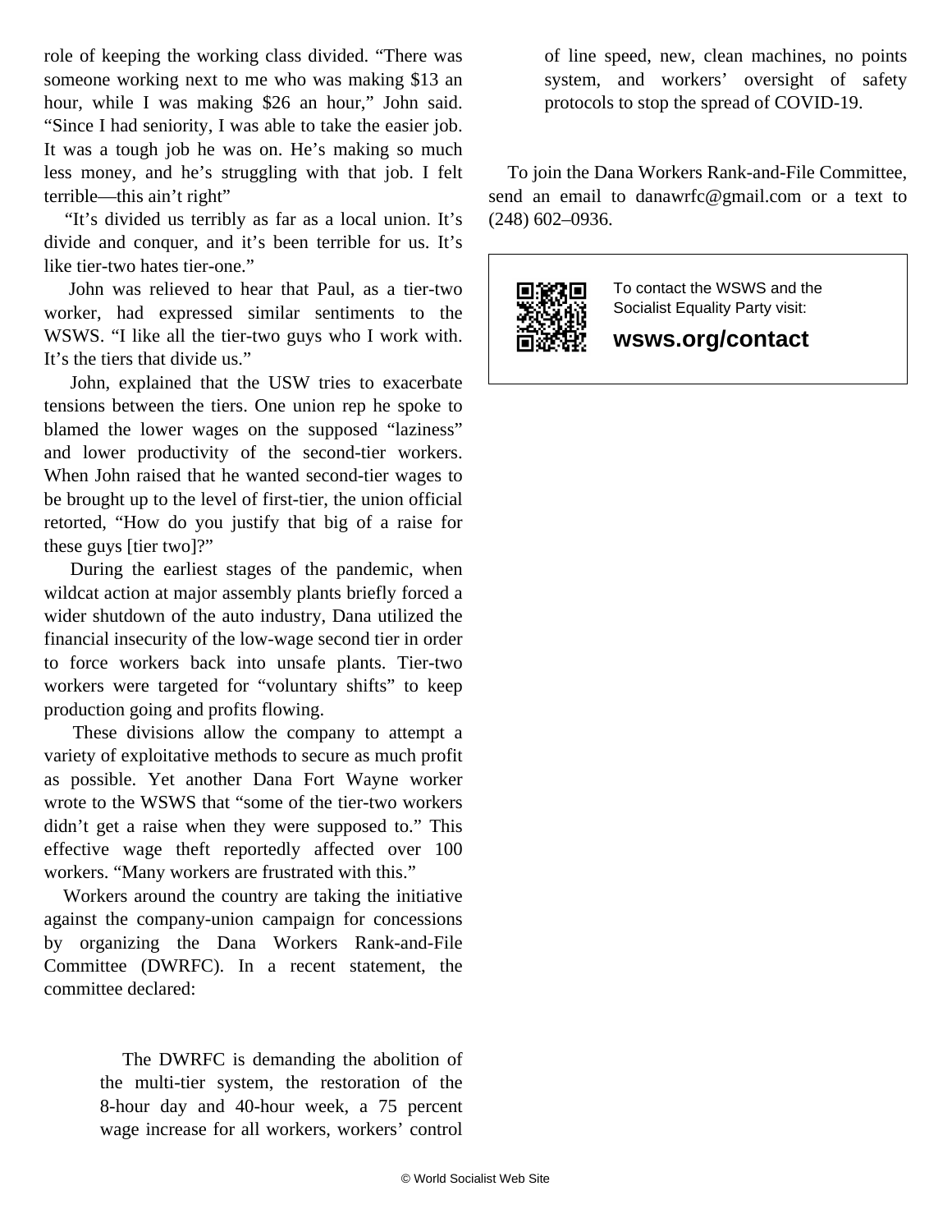role of keeping the working class divided. “There was someone working next to me who was making $13 an hour, while I was making $26 an hour,” John said. “Since I had seniority, I was able to take the easier job. It was a tough job he was on. He’s making so much less money, and he’s struggling with that job. I felt terrible—this ain’t right”

“It’s divided us terribly as far as a local union. It’s divide and conquer, and it’s been terrible for us. It’s like tier-two hates tier-one.”

John was relieved to hear that Paul, as a tier-two worker, had expressed similar sentiments to the WSWS. “I like all the tier-two guys who I work with. It’s the tiers that divide us.”

John, explained that the USW tries to exacerbate tensions between the tiers. One union rep he spoke to blamed the lower wages on the supposed “laziness” and lower productivity of the second-tier workers. When John raised that he wanted second-tier wages to be brought up to the level of first-tier, the union official retorted, “How do you justify that big of a raise for these guys [tier two]?”

During the earliest stages of the pandemic, when wildcat action at major assembly plants briefly forced a wider shutdown of the auto industry, Dana utilized the financial insecurity of the low-wage second tier in order to force workers back into unsafe plants. Tier-two workers were targeted for “voluntary shifts” to keep production going and profits flowing.

These divisions allow the company to attempt a variety of exploitative methods to secure as much profit as possible. Yet another Dana Fort Wayne worker wrote to the WSWS that “some of the tier-two workers didn’t get a raise when they were supposed to.” This effective wage theft reportedly affected over 100 workers. “Many workers are frustrated with this.”

Workers around the country are taking the initiative against the company-union campaign for concessions by organizing the Dana Workers Rank-and-File Committee (DWRFC). In a recent statement, the committee declared:

> The DWRFC is demanding the abolition of the multi-tier system, the restoration of the 8-hour day and 40-hour week, a 75 percent wage increase for all workers, workers’ control of line speed, new, clean machines, no points system, and workers’ oversight of safety protocols to stop the spread of COVID-19.

To join the Dana Workers Rank-and-File Committee, send an email to danawrfc@gmail.com or a text to (248) 602–0936.

To contact the WSWS and the Socialist Equality Party visit:

**wsws.org/contact**